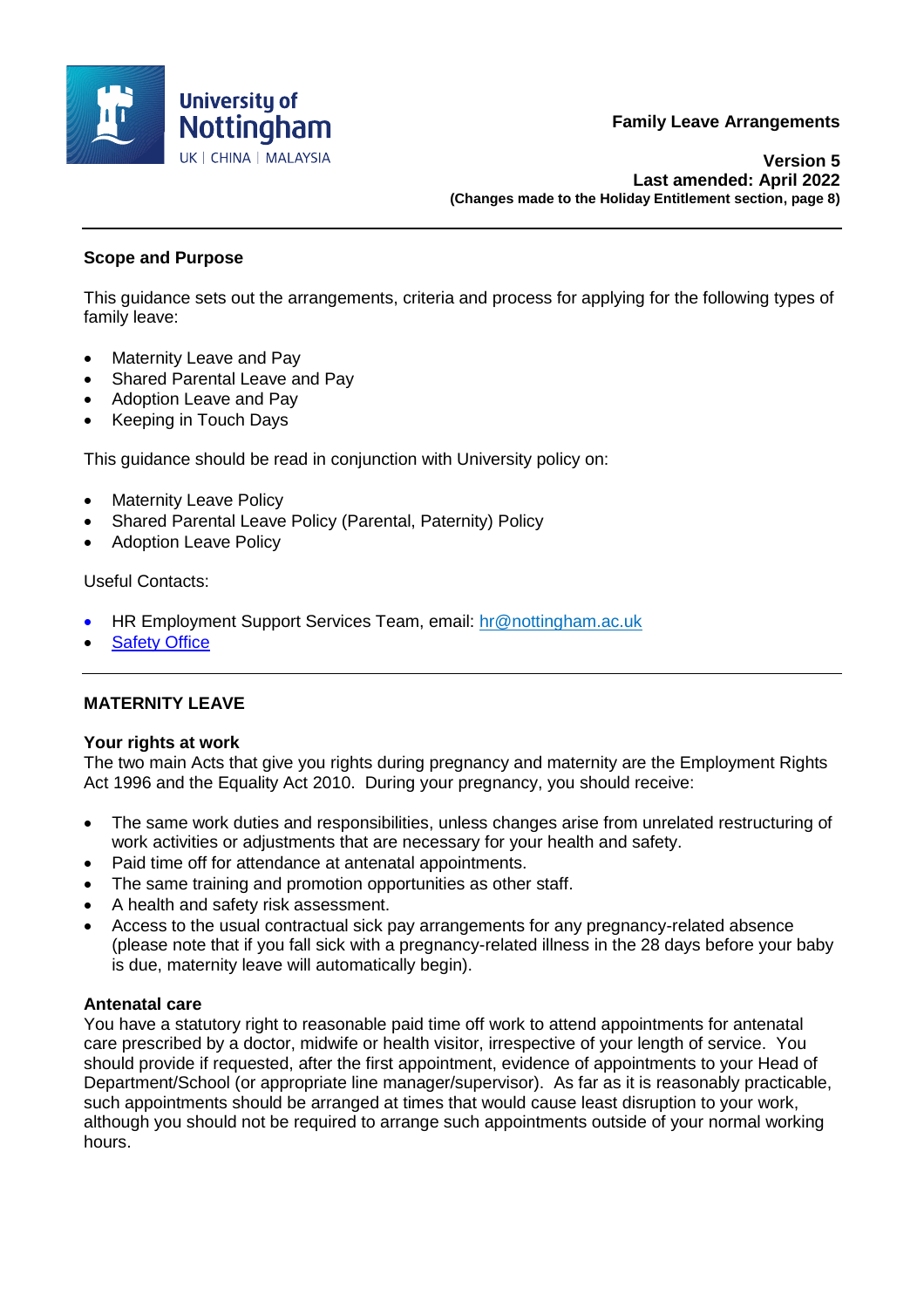**Family Leave Arrangements**

**Version 5**
**Last amended: April 2022**
**(Changes made to the Holiday Entitlement section, page 8)**

---

### Scope and Purpose

This guidance sets out the arrangements, criteria and process for applying for the following types of family leave:

- Maternity Leave and Pay
- Shared Parental Leave and Pay
- Adoption Leave and Pay
- Keeping in Touch Days

This guidance should be read in conjunction with University policy on:

- Maternity Leave Policy
- Shared Parental Leave Policy (Parental, Paternity) Policy
- Adoption Leave Policy

Useful Contacts:

- HR Employment Support Services Team, email: hr@nottingham.ac.uk
- Safety Office

---

## MATERNITY LEAVE

### Your rights at work

The two main Acts that give you rights during pregnancy and maternity are the Employment Rights Act 1996 and the Equality Act 2010. During your pregnancy, you should receive:

- The same work duties and responsibilities, unless changes arise from unrelated restructuring of work activities or adjustments that are necessary for your health and safety.
- Paid time off for attendance at antenatal appointments.
- The same training and promotion opportunities as other staff.
- A health and safety risk assessment.
- Access to the usual contractual sick pay arrangements for any pregnancy-related absence (please note that if you fall sick with a pregnancy-related illness in the 28 days before your baby is due, maternity leave will automatically begin).

### Antenatal care

You have a statutory right to reasonable paid time off work to attend appointments for antenatal care prescribed by a doctor, midwife or health visitor, irrespective of your length of service. You should provide if requested, after the first appointment, evidence of appointments to your Head of Department/School (or appropriate line manager/supervisor). As far as it is reasonably practicable, such appointments should be arranged at times that would cause least disruption to your work, although you should not be required to arrange such appointments outside of your normal working hours.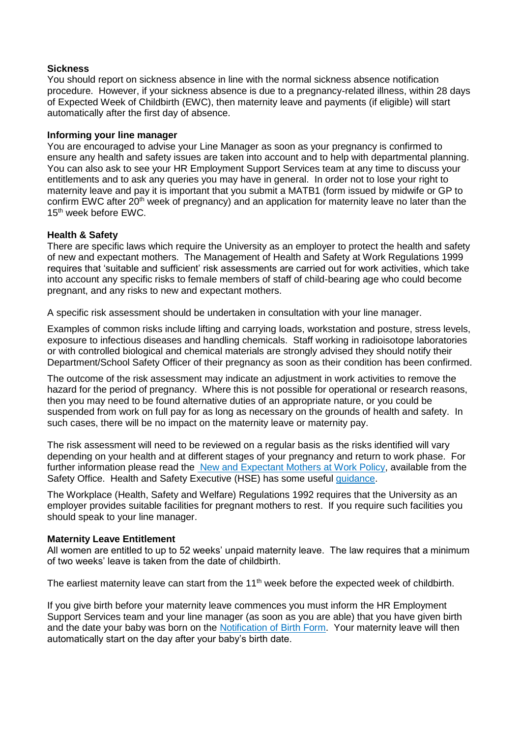**Sickness**

You should report on sickness absence in line with the normal sickness absence notification procedure. However, if your sickness absence is due to a pregnancy-related illness, within 28 days of Expected Week of Childbirth (EWC), then maternity leave and payments (if eligible) will start automatically after the first day of absence.

**Informing your line manager**

You are encouraged to advise your Line Manager as soon as your pregnancy is confirmed to ensure any health and safety issues are taken into account and to help with departmental planning. You can also ask to see your HR Employment Support Services team at any time to discuss your entitlements and to ask any queries you may have in general. In order not to lose your right to maternity leave and pay it is important that you submit a MATB1 (form issued by midwife or GP to confirm EWC after 20th week of pregnancy) and an application for maternity leave no later than the 15th week before EWC.

**Health & Safety**

There are specific laws which require the University as an employer to protect the health and safety of new and expectant mothers. The Management of Health and Safety at Work Regulations 1999 requires that 'suitable and sufficient' risk assessments are carried out for work activities, which take into account any specific risks to female members of staff of child-bearing age who could become pregnant, and any risks to new and expectant mothers.

A specific risk assessment should be undertaken in consultation with your line manager.

Examples of common risks include lifting and carrying loads, workstation and posture, stress levels, exposure to infectious diseases and handling chemicals. Staff working in radioisotope laboratories or with controlled biological and chemical materials are strongly advised they should notify their Department/School Safety Officer of their pregnancy as soon as their condition has been confirmed.

The outcome of the risk assessment may indicate an adjustment in work activities to remove the hazard for the period of pregnancy. Where this is not possible for operational or research reasons, then you may need to be found alternative duties of an appropriate nature, or you could be suspended from work on full pay for as long as necessary on the grounds of health and safety. In such cases, there will be no impact on the maternity leave or maternity pay.

The risk assessment will need to be reviewed on a regular basis as the risks identified will vary depending on your health and at different stages of your pregnancy and return to work phase. For further information please read the [New and Expectant Mothers at Work Policy](), available from the Safety Office. Health and Safety Executive (HSE) has some useful [guidance]().

The Workplace (Health, Safety and Welfare) Regulations 1992 requires that the University as an employer provides suitable facilities for pregnant mothers to rest. If you require such facilities you should speak to your line manager.

**Maternity Leave Entitlement**

All women are entitled to up to 52 weeks' unpaid maternity leave. The law requires that a minimum of two weeks' leave is taken from the date of childbirth.

The earliest maternity leave can start from the 11th week before the expected week of childbirth.

If you give birth before your maternity leave commences you must inform the HR Employment Support Services team and your line manager (as soon as you are able) that you have given birth and the date your baby was born on the [Notification of Birth Form](). Your maternity leave will then automatically start on the day after your baby's birth date.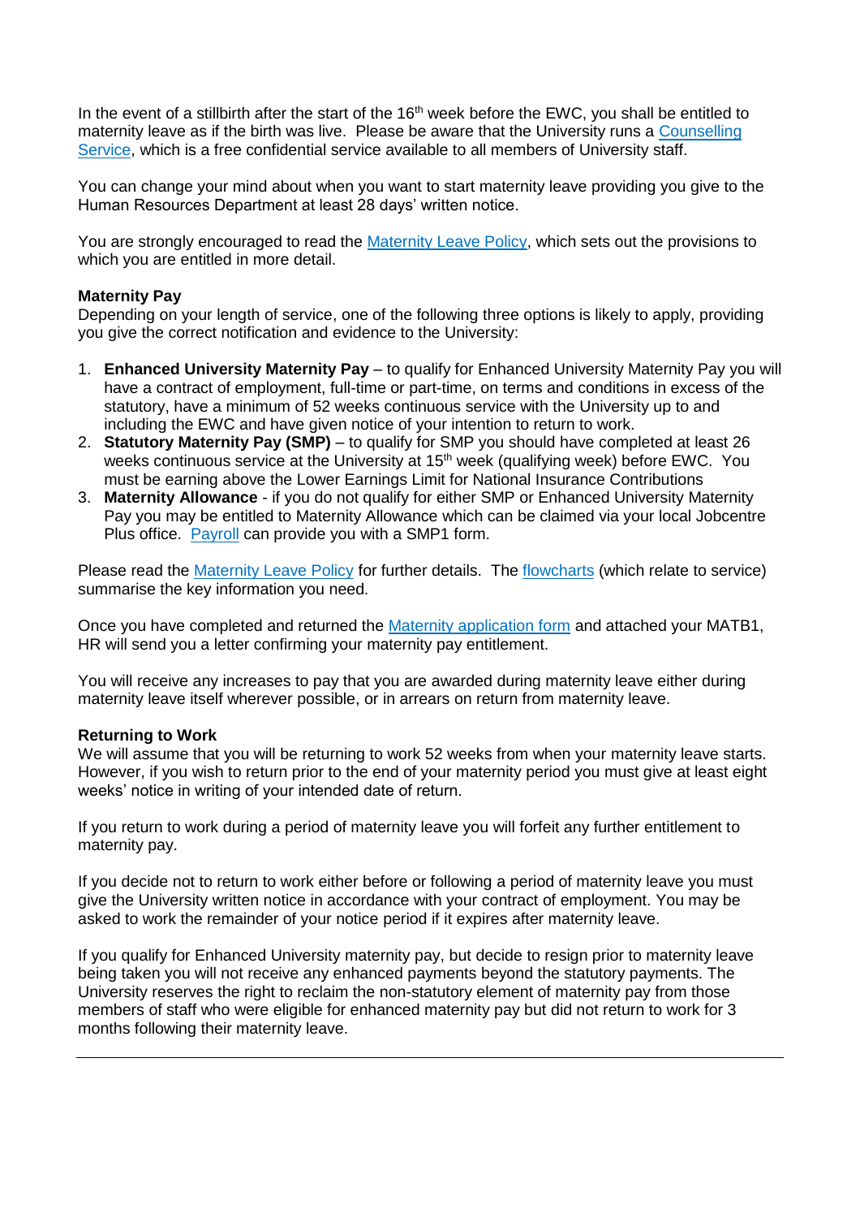In the event of a stillbirth after the start of the 16th week before the EWC, you shall be entitled to maternity leave as if the birth was live. Please be aware that the University runs a Counselling Service, which is a free confidential service available to all members of University staff.

You can change your mind about when you want to start maternity leave providing you give to the Human Resources Department at least 28 days' written notice.

You are strongly encouraged to read the Maternity Leave Policy, which sets out the provisions to which you are entitled in more detail.

**Maternity Pay**

Depending on your length of service, one of the following three options is likely to apply, providing you give the correct notification and evidence to the University:

1. **Enhanced University Maternity Pay** – to qualify for Enhanced University Maternity Pay you will have a contract of employment, full-time or part-time, on terms and conditions in excess of the statutory, have a minimum of 52 weeks continuous service with the University up to and including the EWC and have given notice of your intention to return to work.
2. **Statutory Maternity Pay (SMP)** – to qualify for SMP you should have completed at least 26 weeks continuous service at the University at 15th week (qualifying week) before EWC. You must be earning above the Lower Earnings Limit for National Insurance Contributions
3. **Maternity Allowance** - if you do not qualify for either SMP or Enhanced University Maternity Pay you may be entitled to Maternity Allowance which can be claimed via your local Jobcentre Plus office. Payroll can provide you with a SMP1 form.

Please read the Maternity Leave Policy for further details. The flowcharts (which relate to service) summarise the key information you need.

Once you have completed and returned the Maternity application form and attached your MATB1, HR will send you a letter confirming your maternity pay entitlement.

You will receive any increases to pay that you are awarded during maternity leave either during maternity leave itself wherever possible, or in arrears on return from maternity leave.

**Returning to Work**

We will assume that you will be returning to work 52 weeks from when your maternity leave starts. However, if you wish to return prior to the end of your maternity period you must give at least eight weeks' notice in writing of your intended date of return.

If you return to work during a period of maternity leave you will forfeit any further entitlement to maternity pay.

If you decide not to return to work either before or following a period of maternity leave you must give the University written notice in accordance with your contract of employment. You may be asked to work the remainder of your notice period if it expires after maternity leave.

If you qualify for Enhanced University maternity pay, but decide to resign prior to maternity leave being taken you will not receive any enhanced payments beyond the statutory payments. The University reserves the right to reclaim the non-statutory element of maternity pay from those members of staff who were eligible for enhanced maternity pay but did not return to work for 3 months following their maternity leave.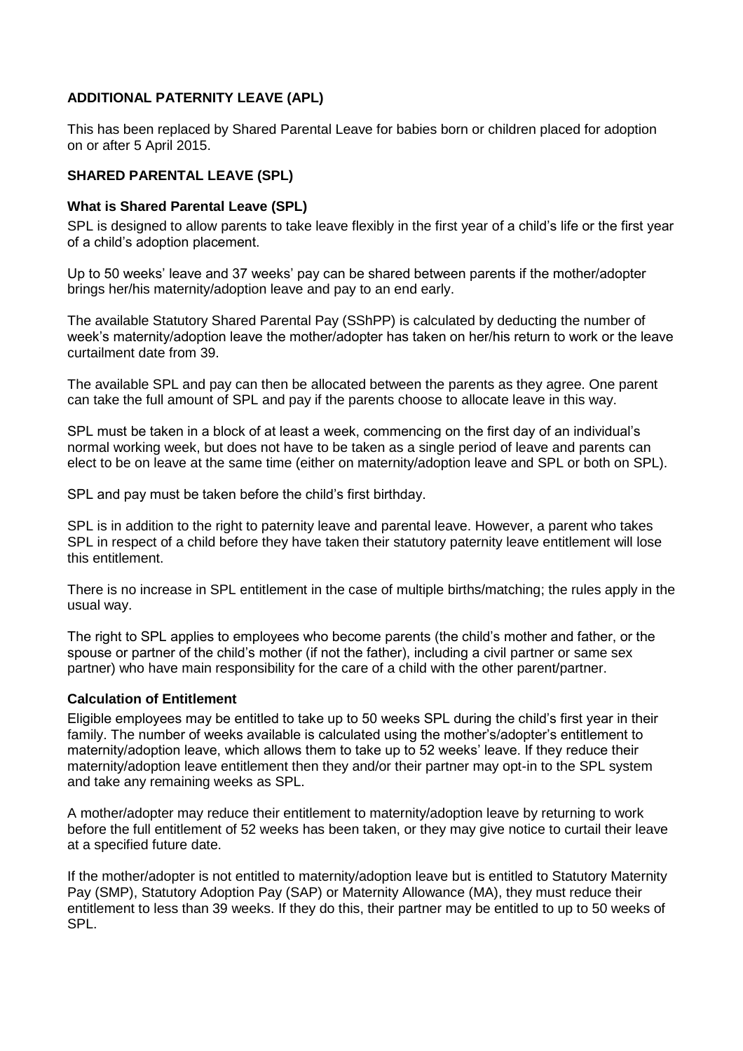## ADDITIONAL PATERNITY LEAVE (APL)

This has been replaced by Shared Parental Leave for babies born or children placed for adoption on or after 5 April 2015.

## SHARED PARENTAL LEAVE (SPL)

### What is Shared Parental Leave (SPL)

SPL is designed to allow parents to take leave flexibly in the first year of a child's life or the first year of a child's adoption placement.

Up to 50 weeks' leave and 37 weeks' pay can be shared between parents if the mother/adopter brings her/his maternity/adoption leave and pay to an end early.

The available Statutory Shared Parental Pay (SShPP) is calculated by deducting the number of week's maternity/adoption leave the mother/adopter has taken on her/his return to work or the leave curtailment date from 39.

The available SPL and pay can then be allocated between the parents as they agree. One parent can take the full amount of SPL and pay if the parents choose to allocate leave in this way.

SPL must be taken in a block of at least a week, commencing on the first day of an individual's normal working week, but does not have to be taken as a single period of leave and parents can elect to be on leave at the same time (either on maternity/adoption leave and SPL or both on SPL).

SPL and pay must be taken before the child's first birthday.

SPL is in addition to the right to paternity leave and parental leave. However, a parent who takes SPL in respect of a child before they have taken their statutory paternity leave entitlement will lose this entitlement.

There is no increase in SPL entitlement in the case of multiple births/matching; the rules apply in the usual way.

The right to SPL applies to employees who become parents (the child's mother and father, or the spouse or partner of the child's mother (if not the father), including a civil partner or same sex partner) who have main responsibility for the care of a child with the other parent/partner.

### Calculation of Entitlement

Eligible employees may be entitled to take up to 50 weeks SPL during the child's first year in their family. The number of weeks available is calculated using the mother's/adopter's entitlement to maternity/adoption leave, which allows them to take up to 52 weeks' leave. If they reduce their maternity/adoption leave entitlement then they and/or their partner may opt-in to the SPL system and take any remaining weeks as SPL.

A mother/adopter may reduce their entitlement to maternity/adoption leave by returning to work before the full entitlement of 52 weeks has been taken, or they may give notice to curtail their leave at a specified future date.

If the mother/adopter is not entitled to maternity/adoption leave but is entitled to Statutory Maternity Pay (SMP), Statutory Adoption Pay (SAP) or Maternity Allowance (MA), they must reduce their entitlement to less than 39 weeks. If they do this, their partner may be entitled to up to 50 weeks of SPL.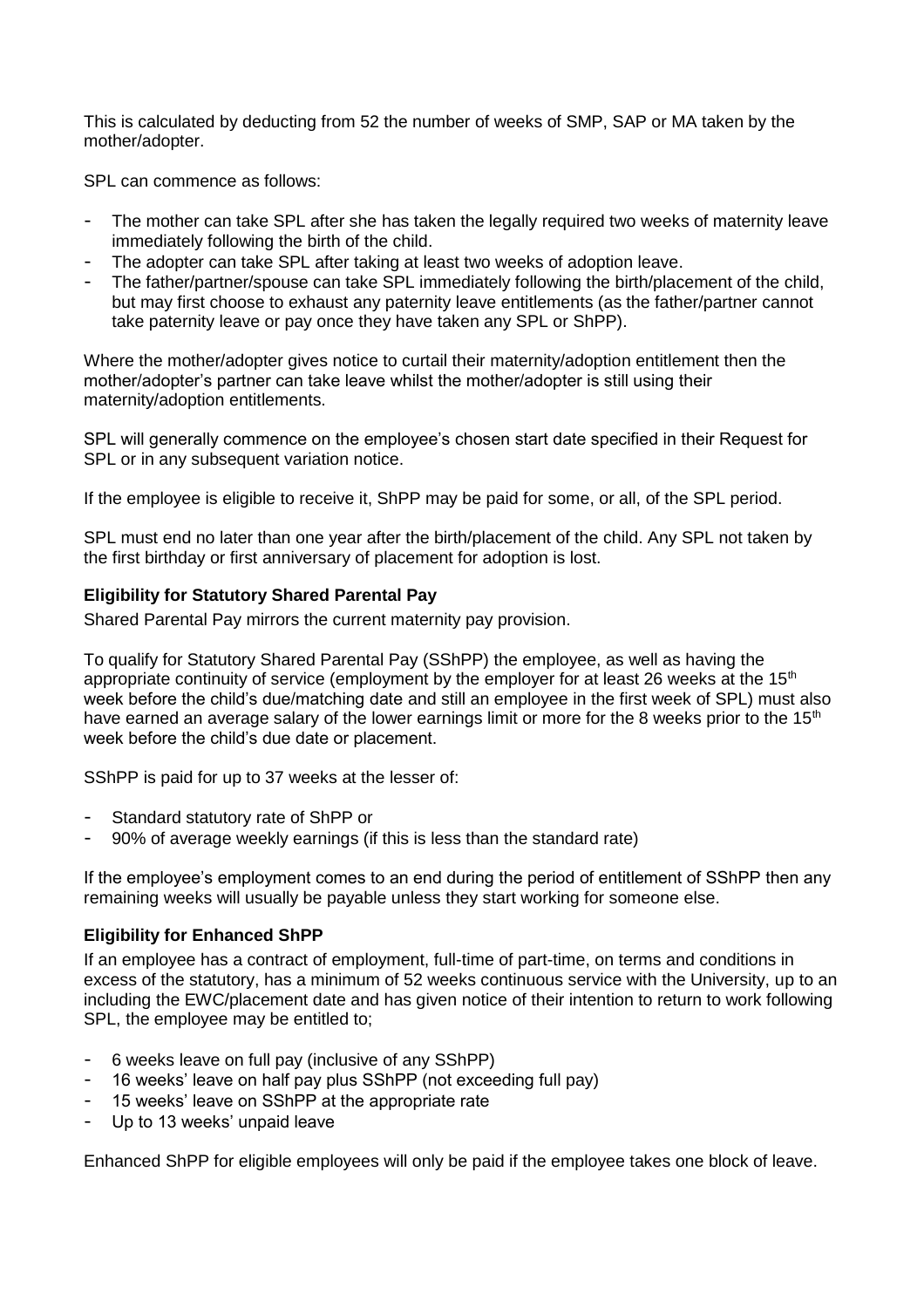This is calculated by deducting from 52 the number of weeks of SMP, SAP or MA taken by the mother/adopter.

SPL can commence as follows:

- The mother can take SPL after she has taken the legally required two weeks of maternity leave immediately following the birth of the child.
- The adopter can take SPL after taking at least two weeks of adoption leave.
- The father/partner/spouse can take SPL immediately following the birth/placement of the child, but may first choose to exhaust any paternity leave entitlements (as the father/partner cannot take paternity leave or pay once they have taken any SPL or ShPP).

Where the mother/adopter gives notice to curtail their maternity/adoption entitlement then the mother/adopter's partner can take leave whilst the mother/adopter is still using their maternity/adoption entitlements.

SPL will generally commence on the employee's chosen start date specified in their Request for SPL or in any subsequent variation notice.

If the employee is eligible to receive it, ShPP may be paid for some, or all, of the SPL period.

SPL must end no later than one year after the birth/placement of the child. Any SPL not taken by the first birthday or first anniversary of placement for adoption is lost.

### Eligibility for Statutory Shared Parental Pay

Shared Parental Pay mirrors the current maternity pay provision.

To qualify for Statutory Shared Parental Pay (SShPP) the employee, as well as having the appropriate continuity of service (employment by the employer for at least 26 weeks at the 15th week before the child's due/matching date and still an employee in the first week of SPL) must also have earned an average salary of the lower earnings limit or more for the 8 weeks prior to the 15th week before the child's due date or placement.

SShPP is paid for up to 37 weeks at the lesser of:

- Standard statutory rate of ShPP or
- 90% of average weekly earnings (if this is less than the standard rate)

If the employee's employment comes to an end during the period of entitlement of SShPP then any remaining weeks will usually be payable unless they start working for someone else.

### Eligibility for Enhanced ShPP

If an employee has a contract of employment, full-time of part-time, on terms and conditions in excess of the statutory, has a minimum of 52 weeks continuous service with the University, up to an including the EWC/placement date and has given notice of their intention to return to work following SPL, the employee may be entitled to;

- 6 weeks leave on full pay (inclusive of any SShPP)
- 16 weeks' leave on half pay plus SShPP (not exceeding full pay)
- 15 weeks' leave on SShPP at the appropriate rate
- Up to 13 weeks' unpaid leave

Enhanced ShPP for eligible employees will only be paid if the employee takes one block of leave.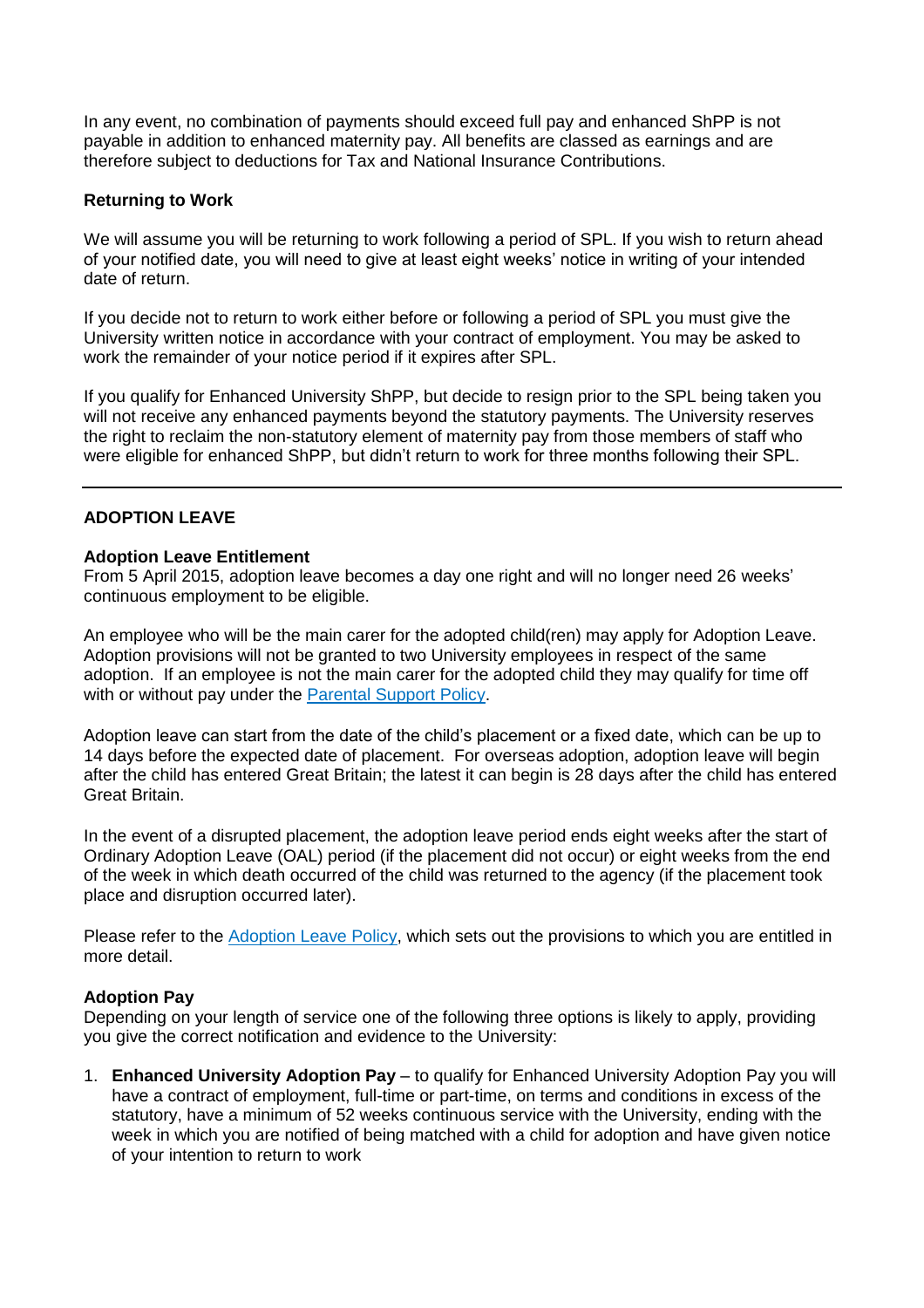In any event, no combination of payments should exceed full pay and enhanced ShPP is not payable in addition to enhanced maternity pay. All benefits are classed as earnings and are therefore subject to deductions for Tax and National Insurance Contributions.

**Returning to Work**

We will assume you will be returning to work following a period of SPL. If you wish to return ahead of your notified date, you will need to give at least eight weeks' notice in writing of your intended date of return.

If you decide not to return to work either before or following a period of SPL you must give the University written notice in accordance with your contract of employment. You may be asked to work the remainder of your notice period if it expires after SPL.

If you qualify for Enhanced University ShPP, but decide to resign prior to the SPL being taken you will not receive any enhanced payments beyond the statutory payments. The University reserves the right to reclaim the non-statutory element of maternity pay from those members of staff who were eligible for enhanced ShPP, but didn't return to work for three months following their SPL.

---

## ADOPTION LEAVE

**Adoption Leave Entitlement**

From 5 April 2015, adoption leave becomes a day one right and will no longer need 26 weeks' continuous employment to be eligible.

An employee who will be the main carer for the adopted child(ren) may apply for Adoption Leave. Adoption provisions will not be granted to two University employees in respect of the same adoption. If an employee is not the main carer for the adopted child they may qualify for time off with or without pay under the Parental Support Policy.

Adoption leave can start from the date of the child's placement or a fixed date, which can be up to 14 days before the expected date of placement. For overseas adoption, adoption leave will begin after the child has entered Great Britain; the latest it can begin is 28 days after the child has entered Great Britain.

In the event of a disrupted placement, the adoption leave period ends eight weeks after the start of Ordinary Adoption Leave (OAL) period (if the placement did not occur) or eight weeks from the end of the week in which death occurred of the child was returned to the agency (if the placement took place and disruption occurred later).

Please refer to the Adoption Leave Policy, which sets out the provisions to which you are entitled in more detail.

**Adoption Pay**

Depending on your length of service one of the following three options is likely to apply, providing you give the correct notification and evidence to the University:

1. **Enhanced University Adoption Pay** – to qualify for Enhanced University Adoption Pay you will have a contract of employment, full-time or part-time, on terms and conditions in excess of the statutory, have a minimum of 52 weeks continuous service with the University, ending with the week in which you are notified of being matched with a child for adoption and have given notice of your intention to return to work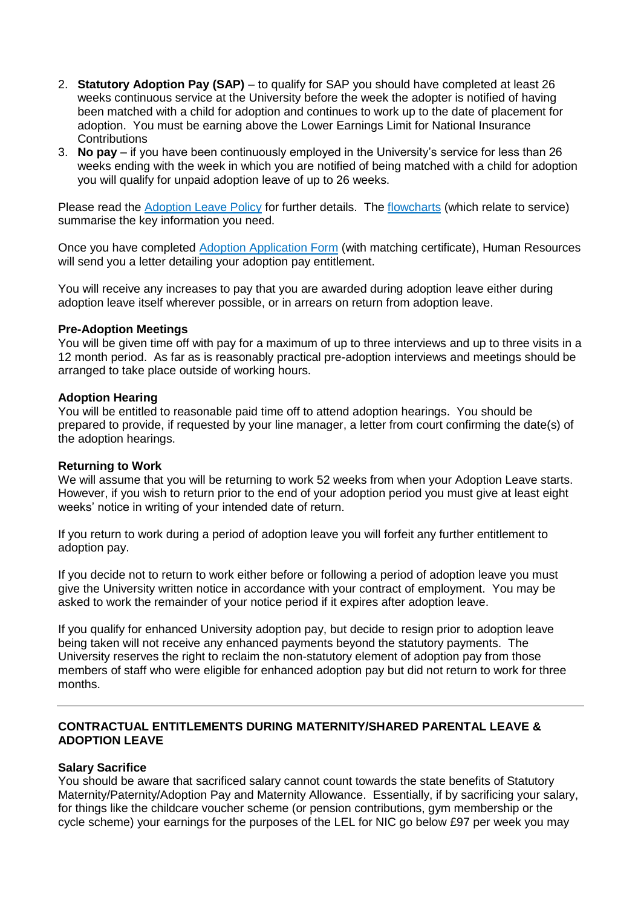2. **Statutory Adoption Pay (SAP)** – to qualify for SAP you should have completed at least 26 weeks continuous service at the University before the week the adopter is notified of having been matched with a child for adoption and continues to work up to the date of placement for adoption. You must be earning above the Lower Earnings Limit for National Insurance Contributions
3. **No pay** – if you have been continuously employed in the University's service for less than 26 weeks ending with the week in which you are notified of being matched with a child for adoption you will qualify for unpaid adoption leave of up to 26 weeks.

Please read the Adoption Leave Policy for further details. The flowcharts (which relate to service) summarise the key information you need.

Once you have completed Adoption Application Form (with matching certificate), Human Resources will send you a letter detailing your adoption pay entitlement.

You will receive any increases to pay that you are awarded during adoption leave either during adoption leave itself wherever possible, or in arrears on return from adoption leave.

**Pre-Adoption Meetings**
You will be given time off with pay for a maximum of up to three interviews and up to three visits in a 12 month period. As far as is reasonably practical pre-adoption interviews and meetings should be arranged to take place outside of working hours.

**Adoption Hearing**
You will be entitled to reasonable paid time off to attend adoption hearings. You should be prepared to provide, if requested by your line manager, a letter from court confirming the date(s) of the adoption hearings.

**Returning to Work**
We will assume that you will be returning to work 52 weeks from when your Adoption Leave starts. However, if you wish to return prior to the end of your adoption period you must give at least eight weeks' notice in writing of your intended date of return.

If you return to work during a period of adoption leave you will forfeit any further entitlement to adoption pay.

If you decide not to return to work either before or following a period of adoption leave you must give the University written notice in accordance with your contract of employment. You may be asked to work the remainder of your notice period if it expires after adoption leave.

If you qualify for enhanced University adoption pay, but decide to resign prior to adoption leave being taken will not receive any enhanced payments beyond the statutory payments. The University reserves the right to reclaim the non-statutory element of adoption pay from those members of staff who were eligible for enhanced adoption pay but did not return to work for three months.

---

**CONTRACTUAL ENTITLEMENTS DURING MATERNITY/SHARED PARENTAL LEAVE & ADOPTION LEAVE**

**Salary Sacrifice**
You should be aware that sacrificed salary cannot count towards the state benefits of Statutory Maternity/Paternity/Adoption Pay and Maternity Allowance. Essentially, if by sacrificing your salary, for things like the childcare voucher scheme (or pension contributions, gym membership or the cycle scheme) your earnings for the purposes of the LEL for NIC go below £97 per week you may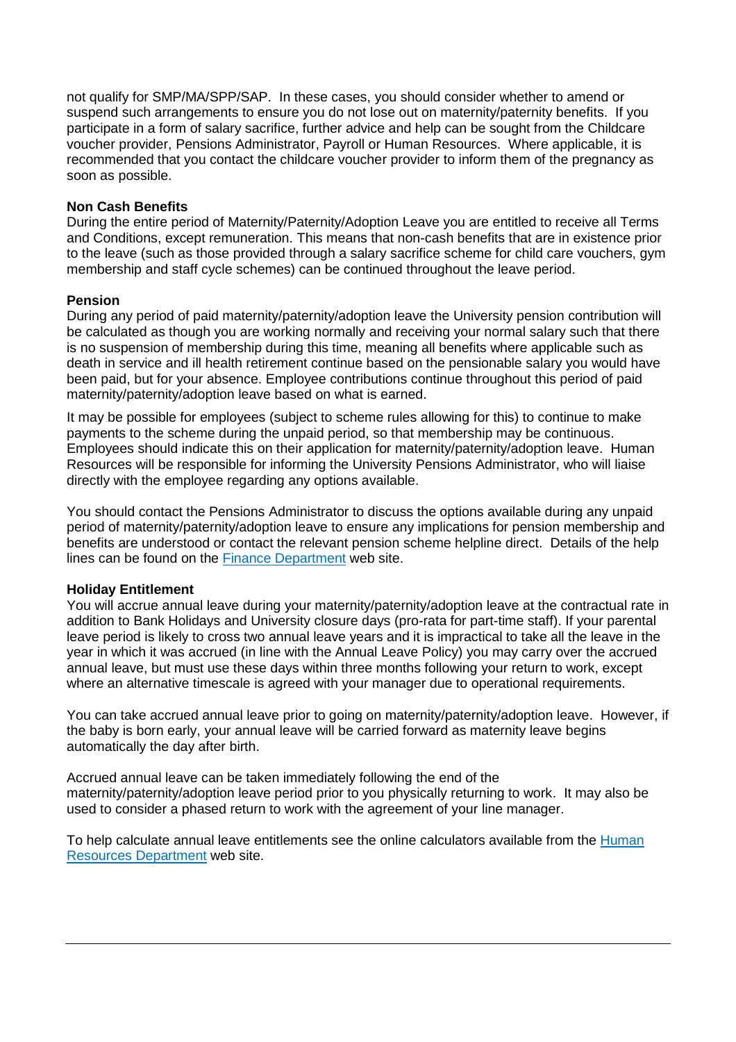not qualify for SMP/MA/SPP/SAP. In these cases, you should consider whether to amend or suspend such arrangements to ensure you do not lose out on maternity/paternity benefits. If you participate in a form of salary sacrifice, further advice and help can be sought from the Childcare voucher provider, Pensions Administrator, Payroll or Human Resources. Where applicable, it is recommended that you contact the childcare voucher provider to inform them of the pregnancy as soon as possible.

**Non Cash Benefits**

During the entire period of Maternity/Paternity/Adoption Leave you are entitled to receive all Terms and Conditions, except remuneration. This means that non-cash benefits that are in existence prior to the leave (such as those provided through a salary sacrifice scheme for child care vouchers, gym membership and staff cycle schemes) can be continued throughout the leave period.

**Pension**

During any period of paid maternity/paternity/adoption leave the University pension contribution will be calculated as though you are working normally and receiving your normal salary such that there is no suspension of membership during this time, meaning all benefits where applicable such as death in service and ill health retirement continue based on the pensionable salary you would have been paid, but for your absence. Employee contributions continue throughout this period of paid maternity/paternity/adoption leave based on what is earned.

It may be possible for employees (subject to scheme rules allowing for this) to continue to make payments to the scheme during the unpaid period, so that membership may be continuous. Employees should indicate this on their application for maternity/paternity/adoption leave. Human Resources will be responsible for informing the University Pensions Administrator, who will liaise directly with the employee regarding any options available.

You should contact the Pensions Administrator to discuss the options available during any unpaid period of maternity/paternity/adoption leave to ensure any implications for pension membership and benefits are understood or contact the relevant pension scheme helpline direct. Details of the help lines can be found on the Finance Department web site.

**Holiday Entitlement**

You will accrue annual leave during your maternity/paternity/adoption leave at the contractual rate in addition to Bank Holidays and University closure days (pro-rata for part-time staff). If your parental leave period is likely to cross two annual leave years and it is impractical to take all the leave in the year in which it was accrued (in line with the Annual Leave Policy) you may carry over the accrued annual leave, but must use these days within three months following your return to work, except where an alternative timescale is agreed with your manager due to operational requirements.

You can take accrued annual leave prior to going on maternity/paternity/adoption leave. However, if the baby is born early, your annual leave will be carried forward as maternity leave begins automatically the day after birth.

Accrued annual leave can be taken immediately following the end of the maternity/paternity/adoption leave period prior to you physically returning to work. It may also be used to consider a phased return to work with the agreement of your line manager.

To help calculate annual leave entitlements see the online calculators available from the Human Resources Department web site.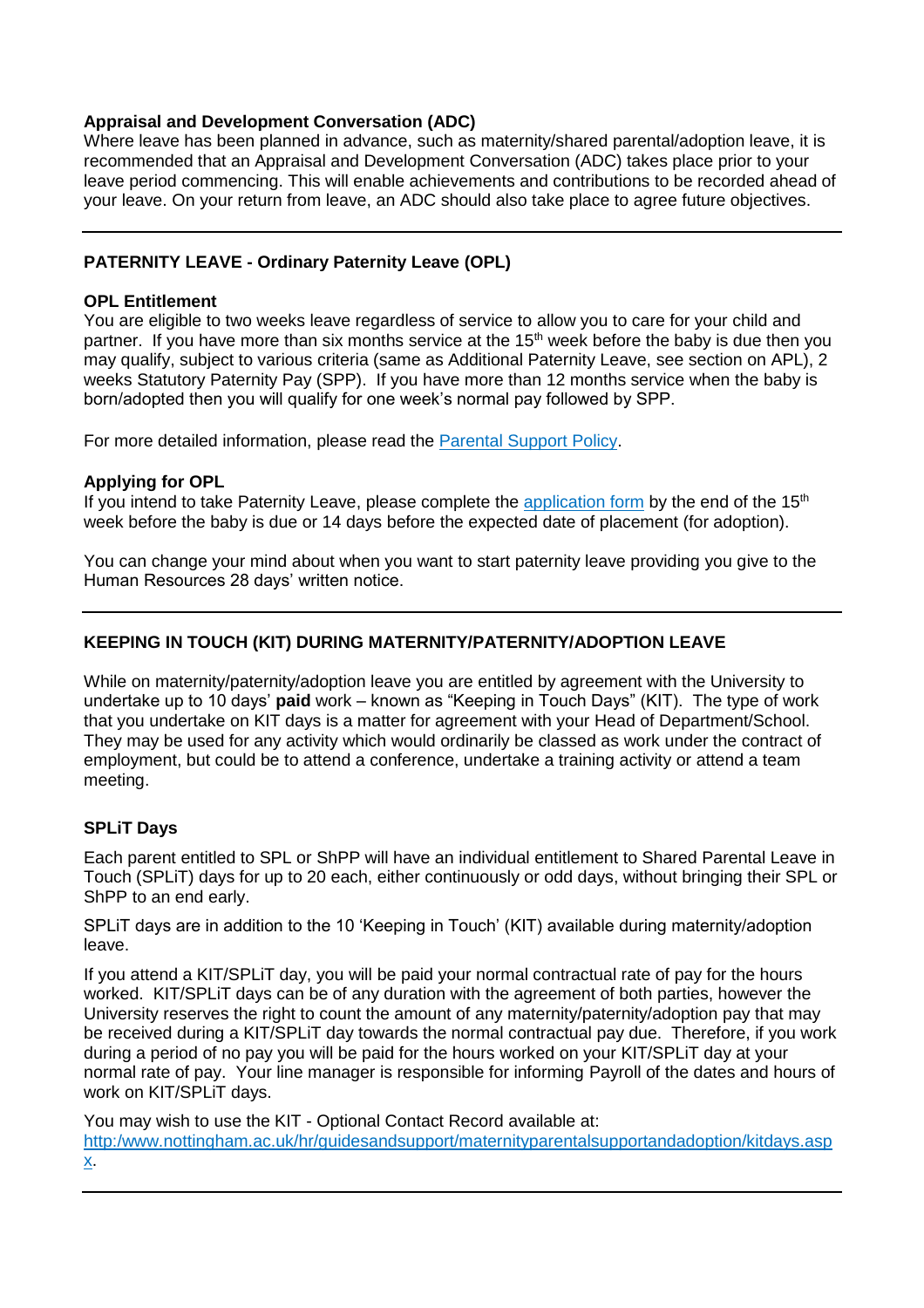### Appraisal and Development Conversation (ADC)

Where leave has been planned in advance, such as maternity/shared parental/adoption leave, it is recommended that an Appraisal and Development Conversation (ADC) takes place prior to your leave period commencing. This will enable achievements and contributions to be recorded ahead of your leave. On your return from leave, an ADC should also take place to agree future objectives.

---

## PATERNITY LEAVE - Ordinary Paternity Leave (OPL)

### OPL Entitlement

You are eligible to two weeks leave regardless of service to allow you to care for your child and partner. If you have more than six months service at the 15th week before the baby is due then you may qualify, subject to various criteria (same as Additional Paternity Leave, see section on APL), 2 weeks Statutory Paternity Pay (SPP). If you have more than 12 months service when the baby is born/adopted then you will qualify for one week's normal pay followed by SPP.

For more detailed information, please read the [Parental Support Policy](#).

### Applying for OPL

If you intend to take Paternity Leave, please complete the [application form](#) by the end of the 15th week before the baby is due or 14 days before the expected date of placement (for adoption).

You can change your mind about when you want to start paternity leave providing you give to the Human Resources 28 days' written notice.

---

## KEEPING IN TOUCH (KIT) DURING MATERNITY/PATERNITY/ADOPTION LEAVE

While on maternity/paternity/adoption leave you are entitled by agreement with the University to undertake up to 10 days' **paid** work – known as "Keeping in Touch Days" (KIT). The type of work that you undertake on KIT days is a matter for agreement with your Head of Department/School. They may be used for any activity which would ordinarily be classed as work under the contract of employment, but could be to attend a conference, undertake a training activity or attend a team meeting.

### SPLiT Days

Each parent entitled to SPL or ShPP will have an individual entitlement to Shared Parental Leave in Touch (SPLiT) days for up to 20 each, either continuously or odd days, without bringing their SPL or ShPP to an end early.

SPLiT days are in addition to the 10 'Keeping in Touch' (KIT) available during maternity/adoption leave.

If you attend a KIT/SPLiT day, you will be paid your normal contractual rate of pay for the hours worked. KIT/SPLiT days can be of any duration with the agreement of both parties, however the University reserves the right to count the amount of any maternity/paternity/adoption pay that may be received during a KIT/SPLiT day towards the normal contractual pay due. Therefore, if you work during a period of no pay you will be paid for the hours worked on your KIT/SPLiT day at your normal rate of pay. Your line manager is responsible for informing Payroll of the dates and hours of work on KIT/SPLiT days.

You may wish to use the KIT - Optional Contact Record available at: [http:/www.nottingham.ac.uk/hr/guidesandsupport/maternityparentalsupportandadoption/kitdays.aspx](http:/www.nottingham.ac.uk/hr/guidesandsupport/maternityparentalsupportandadoption/kitdays.aspx).

---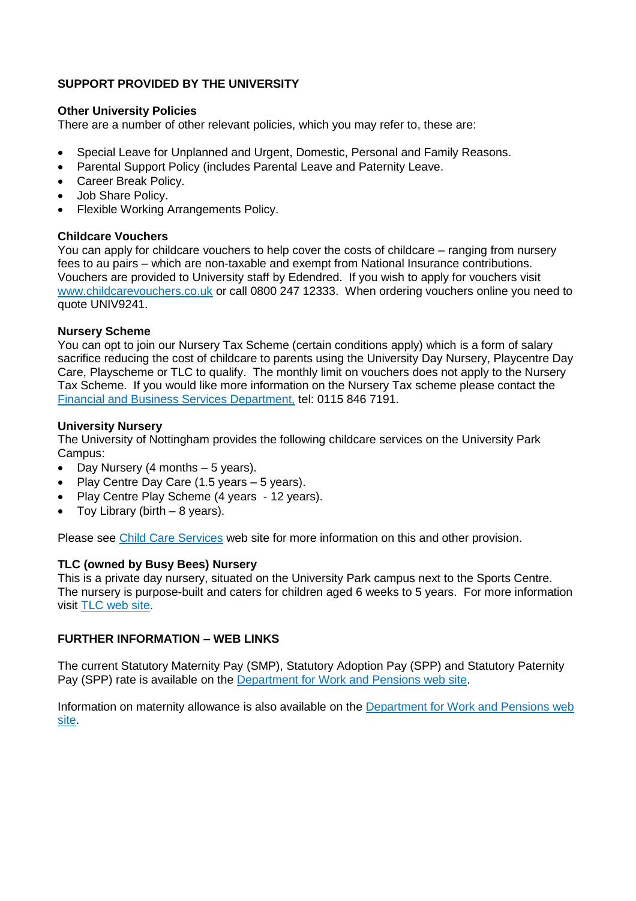## SUPPORT PROVIDED BY THE UNIVERSITY

### Other University Policies

There are a number of other relevant policies, which you may refer to, these are:

- Special Leave for Unplanned and Urgent, Domestic, Personal and Family Reasons.
- Parental Support Policy (includes Parental Leave and Paternity Leave.
- Career Break Policy.
- Job Share Policy.
- Flexible Working Arrangements Policy.

### Childcare Vouchers

You can apply for childcare vouchers to help cover the costs of childcare – ranging from nursery fees to au pairs – which are non-taxable and exempt from National Insurance contributions. Vouchers are provided to University staff by Edendred. If you wish to apply for vouchers visit [www.childcarevouchers.co.uk](http://www.childcarevouchers.co.uk) or call 0800 247 12333. When ordering vouchers online you need to quote UNIV9241.

### Nursery Scheme

You can opt to join our Nursery Tax Scheme (certain conditions apply) which is a form of salary sacrifice reducing the cost of childcare to parents using the University Day Nursery, Playcentre Day Care, Playscheme or TLC to qualify. The monthly limit on vouchers does not apply to the Nursery Tax Scheme. If you would like more information on the Nursery Tax scheme please contact the Financial and Business Services Department, tel: 0115 846 7191.

### University Nursery

The University of Nottingham provides the following childcare services on the University Park Campus:

- Day Nursery (4 months – 5 years).
- Play Centre Day Care (1.5 years – 5 years).
- Play Centre Play Scheme (4 years - 12 years).
- Toy Library (birth – 8 years).

Please see Child Care Services web site for more information on this and other provision.

### TLC (owned by Busy Bees) Nursery

This is a private day nursery, situated on the University Park campus next to the Sports Centre. The nursery is purpose-built and caters for children aged 6 weeks to 5 years. For more information visit TLC web site.

## FURTHER INFORMATION – WEB LINKS

The current Statutory Maternity Pay (SMP), Statutory Adoption Pay (SPP) and Statutory Paternity Pay (SPP) rate is available on the Department for Work and Pensions web site.

Information on maternity allowance is also available on the Department for Work and Pensions web site.